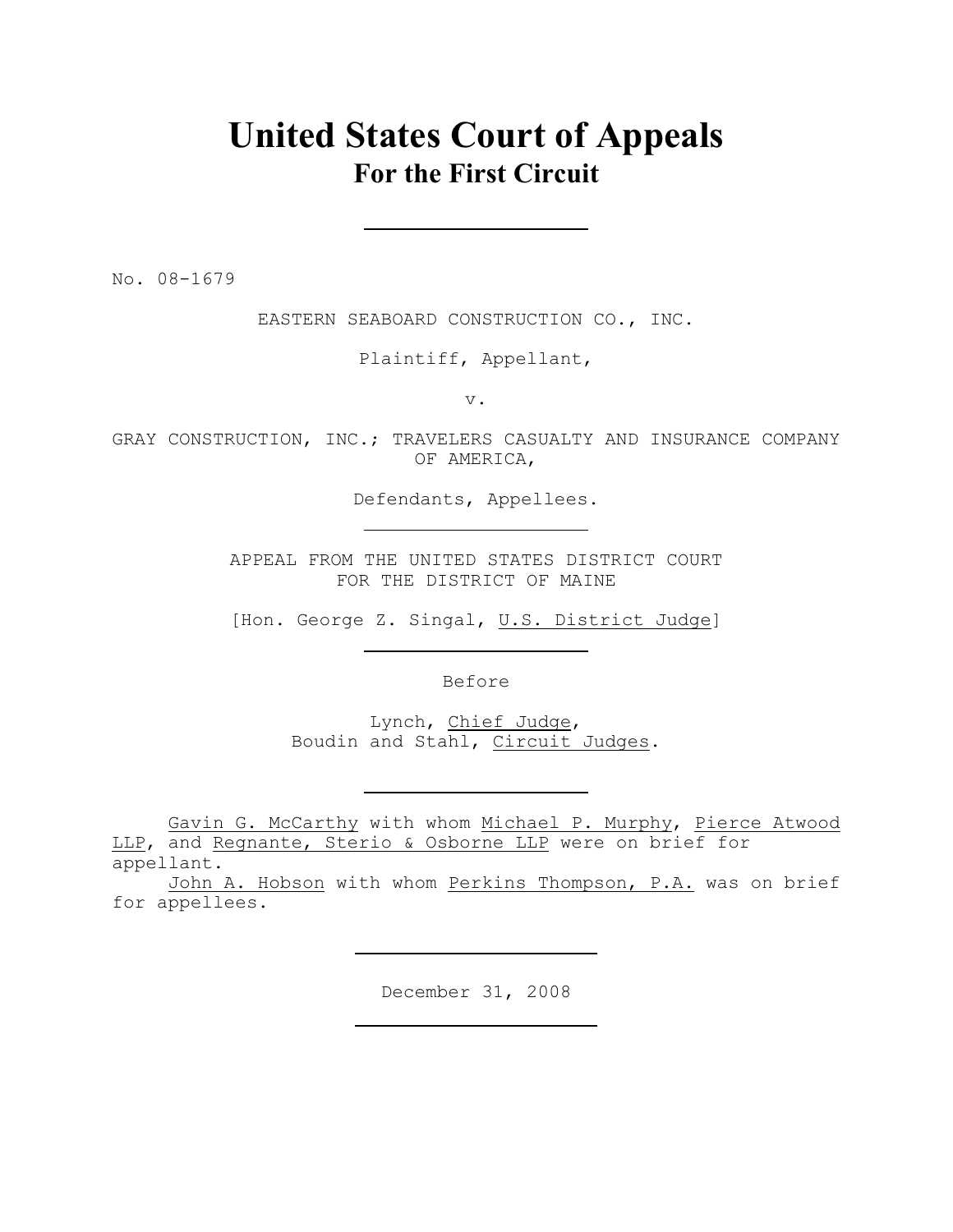# United States Court of Appeals
## For the First Circuit

---

No. 08-1679

EASTERN SEABOARD CONSTRUCTION CO., INC.

Plaintiff, Appellant,

v.

GRAY CONSTRUCTION, INC.; TRAVELERS CASUALTY AND INSURANCE COMPANY OF AMERICA,

Defendants, Appellees.

---

APPEAL FROM THE UNITED STATES DISTRICT COURT FOR THE DISTRICT OF MAINE

[Hon. George Z. Singal, U.S. District Judge]

---

Before

Lynch, Chief Judge,
Boudin and Stahl, Circuit Judges.

---

Gavin G. McCarthy with whom Michael P. Murphy, Pierce Atwood LLP, and Regnante, Sterio & Osborne LLP were on brief for appellant.

John A. Hobson with whom Perkins Thompson, P.A. was on brief for appellees.

---

December 31, 2008

---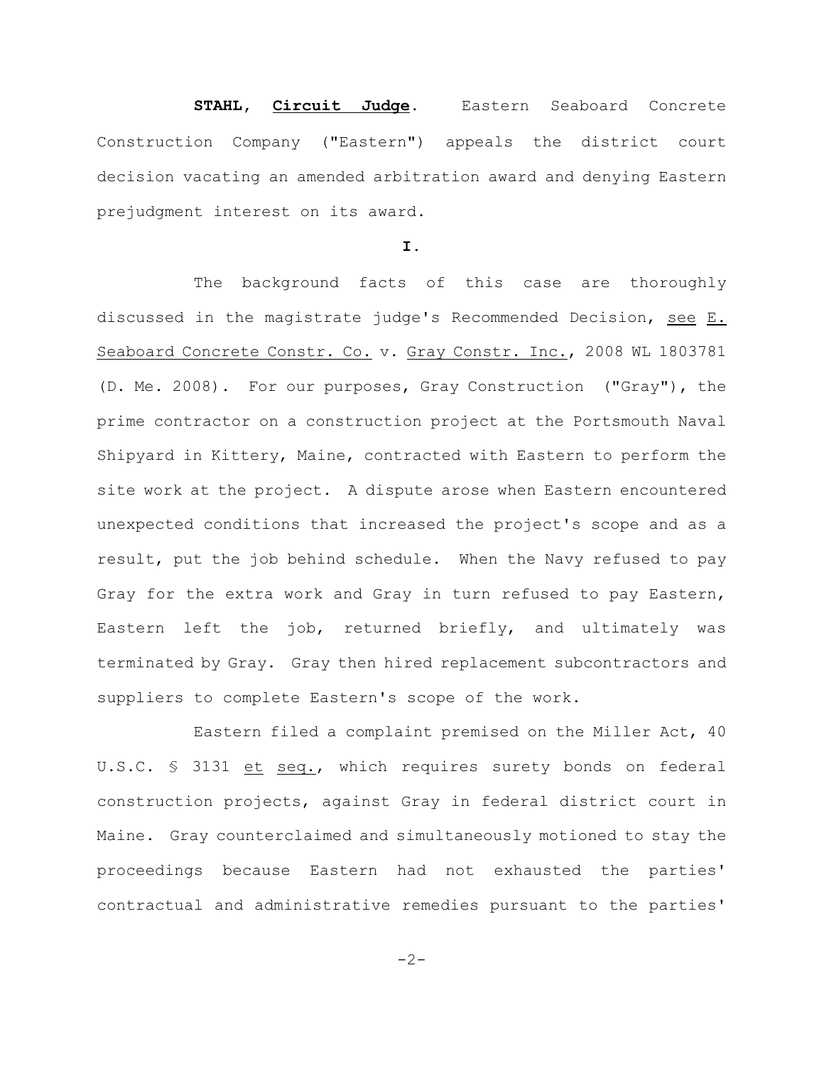**STAHL, Circuit Judge.** Eastern Seaboard Concrete Construction Company ("Eastern") appeals the district court decision vacating an amended arbitration award and denying Eastern prejudgment interest on its award.

**I.**

The background facts of this case are thoroughly discussed in the magistrate judge's Recommended Decision, see E. Seaboard Concrete Constr. Co. v. Gray Constr. Inc., 2008 WL 1803781 (D. Me. 2008). For our purposes, Gray Construction ("Gray"), the prime contractor on a construction project at the Portsmouth Naval Shipyard in Kittery, Maine, contracted with Eastern to perform the site work at the project. A dispute arose when Eastern encountered unexpected conditions that increased the project's scope and as a result, put the job behind schedule. When the Navy refused to pay Gray for the extra work and Gray in turn refused to pay Eastern, Eastern left the job, returned briefly, and ultimately was terminated by Gray. Gray then hired replacement subcontractors and suppliers to complete Eastern's scope of the work.

Eastern filed a complaint premised on the Miller Act, 40 U.S.C. § 3131 et seq., which requires surety bonds on federal construction projects, against Gray in federal district court in Maine. Gray counterclaimed and simultaneously motioned to stay the proceedings because Eastern had not exhausted the parties' contractual and administrative remedies pursuant to the parties'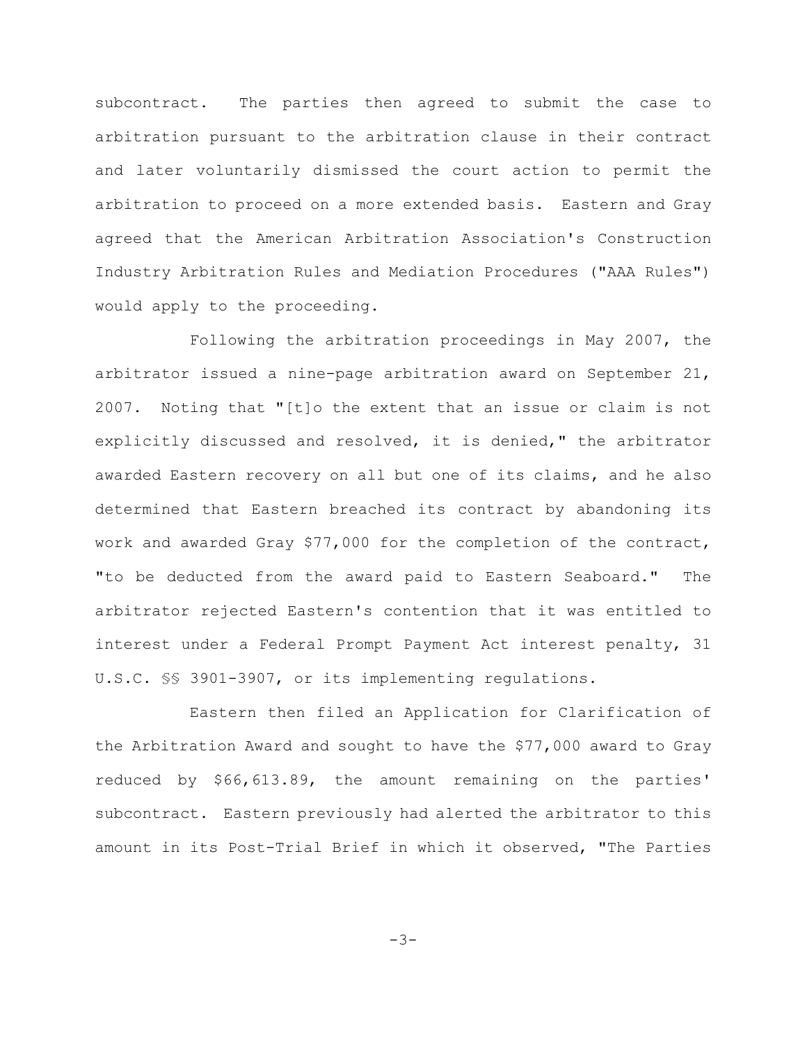subcontract. The parties then agreed to submit the case to arbitration pursuant to the arbitration clause in their contract and later voluntarily dismissed the court action to permit the arbitration to proceed on a more extended basis. Eastern and Gray agreed that the American Arbitration Association's Construction Industry Arbitration Rules and Mediation Procedures ("AAA Rules") would apply to the proceeding.

Following the arbitration proceedings in May 2007, the arbitrator issued a nine-page arbitration award on September 21, 2007. Noting that "[t]o the extent that an issue or claim is not explicitly discussed and resolved, it is denied," the arbitrator awarded Eastern recovery on all but one of its claims, and he also determined that Eastern breached its contract by abandoning its work and awarded Gray $77,000 for the completion of the contract, "to be deducted from the award paid to Eastern Seaboard." The arbitrator rejected Eastern's contention that it was entitled to interest under a Federal Prompt Payment Act interest penalty, 31 U.S.C. §§ 3901-3907, or its implementing regulations.

Eastern then filed an Application for Clarification of the Arbitration Award and sought to have the $77,000 award to Gray reduced by $66,613.89, the amount remaining on the parties' subcontract. Eastern previously had alerted the arbitrator to this amount in its Post-Trial Brief in which it observed, "The Parties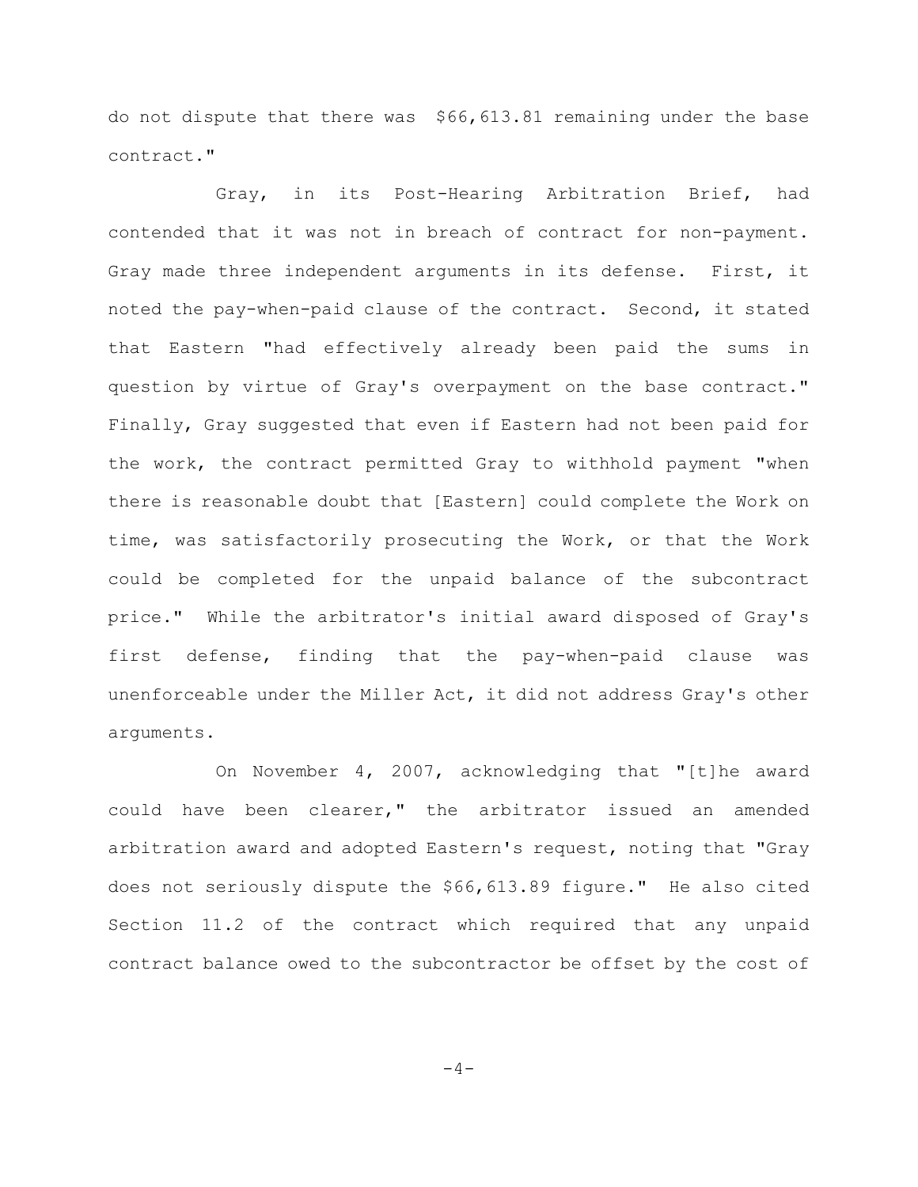do not dispute that there was $66,613.81 remaining under the base contract."

Gray, in its Post-Hearing Arbitration Brief, had contended that it was not in breach of contract for non-payment. Gray made three independent arguments in its defense. First, it noted the pay-when-paid clause of the contract. Second, it stated that Eastern "had effectively already been paid the sums in question by virtue of Gray's overpayment on the base contract." Finally, Gray suggested that even if Eastern had not been paid for the work, the contract permitted Gray to withhold payment "when there is reasonable doubt that [Eastern] could complete the Work on time, was satisfactorily prosecuting the Work, or that the Work could be completed for the unpaid balance of the subcontract price." While the arbitrator's initial award disposed of Gray's first defense, finding that the pay-when-paid clause was unenforceable under the Miller Act, it did not address Gray's other arguments.

On November 4, 2007, acknowledging that "[t]he award could have been clearer," the arbitrator issued an amended arbitration award and adopted Eastern's request, noting that "Gray does not seriously dispute the $66,613.89 figure." He also cited Section 11.2 of the contract which required that any unpaid contract balance owed to the subcontractor be offset by the cost of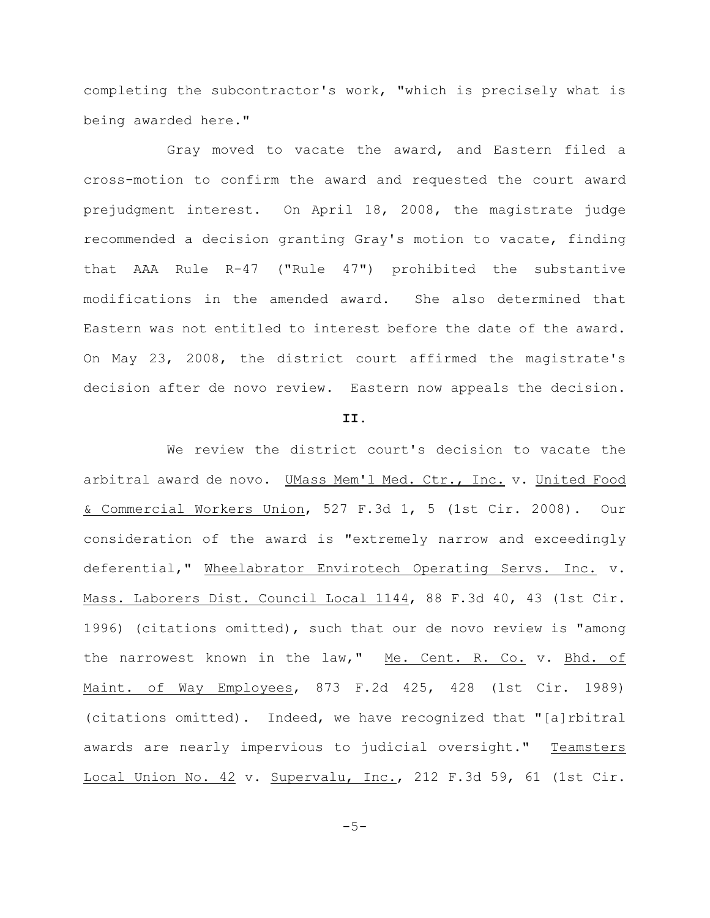completing the subcontractor's work, "which is precisely what is being awarded here."

Gray moved to vacate the award, and Eastern filed a cross-motion to confirm the award and requested the court award prejudgment interest. On April 18, 2008, the magistrate judge recommended a decision granting Gray's motion to vacate, finding that AAA Rule R-47 ("Rule 47") prohibited the substantive modifications in the amended award. She also determined that Eastern was not entitled to interest before the date of the award. On May 23, 2008, the district court affirmed the magistrate's decision after de novo review. Eastern now appeals the decision.

## II.

We review the district court's decision to vacate the arbitral award de novo. UMass Mem'l Med. Ctr., Inc. v. United Food & Commercial Workers Union, 527 F.3d 1, 5 (1st Cir. 2008). Our consideration of the award is "extremely narrow and exceedingly deferential," Wheelabrator Envirotech Operating Servs. Inc. v. Mass. Laborers Dist. Council Local 1144, 88 F.3d 40, 43 (1st Cir. 1996) (citations omitted), such that our de novo review is "among the narrowest known in the law," Me. Cent. R. Co. v. Bhd. of Maint. of Way Employees, 873 F.2d 425, 428 (1st Cir. 1989) (citations omitted). Indeed, we have recognized that "[a]rbitral awards are nearly impervious to judicial oversight." Teamsters Local Union No. 42 v. Supervalu, Inc., 212 F.3d 59, 61 (1st Cir.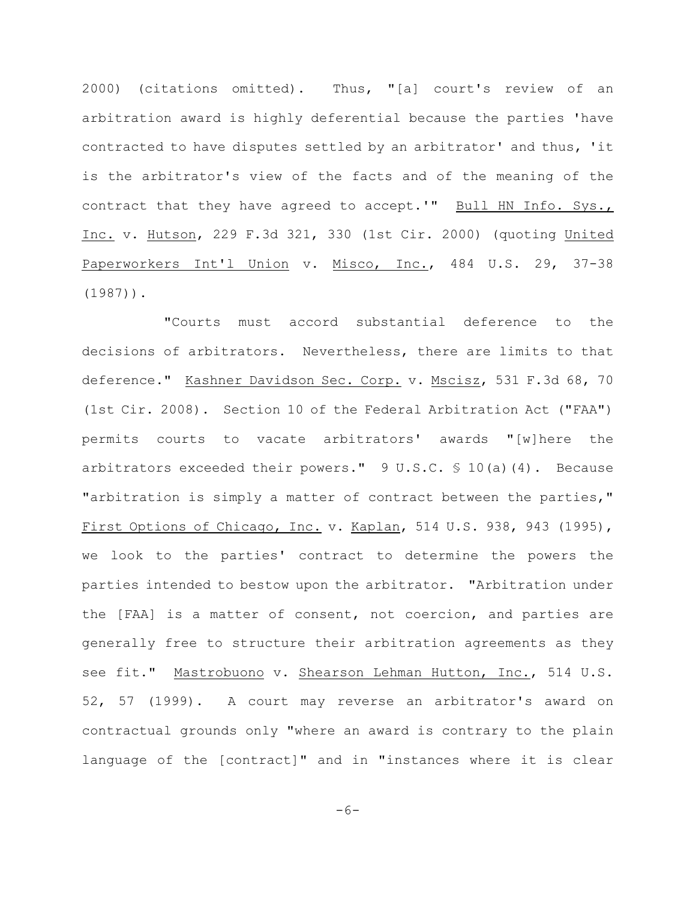2000) (citations omitted). Thus, "[a] court's review of an arbitration award is highly deferential because the parties 'have contracted to have disputes settled by an arbitrator' and thus, 'it is the arbitrator's view of the facts and of the meaning of the contract that they have agreed to accept.'" Bull HN Info. Sys., Inc. v. Hutson, 229 F.3d 321, 330 (1st Cir. 2000) (quoting United Paperworkers Int'l Union v. Misco, Inc., 484 U.S. 29, 37-38 (1987)).

"Courts must accord substantial deference to the decisions of arbitrators. Nevertheless, there are limits to that deference." Kashner Davidson Sec. Corp. v. Mscisz, 531 F.3d 68, 70 (1st Cir. 2008). Section 10 of the Federal Arbitration Act ("FAA") permits courts to vacate arbitrators' awards "[w]here the arbitrators exceeded their powers." 9 U.S.C. § 10(a)(4). Because "arbitration is simply a matter of contract between the parties," First Options of Chicago, Inc. v. Kaplan, 514 U.S. 938, 943 (1995), we look to the parties' contract to determine the powers the parties intended to bestow upon the arbitrator. "Arbitration under the [FAA] is a matter of consent, not coercion, and parties are generally free to structure their arbitration agreements as they see fit." Mastrobuono v. Shearson Lehman Hutton, Inc., 514 U.S. 52, 57 (1999). A court may reverse an arbitrator's award on contractual grounds only "where an award is contrary to the plain language of the [contract]" and in "instances where it is clear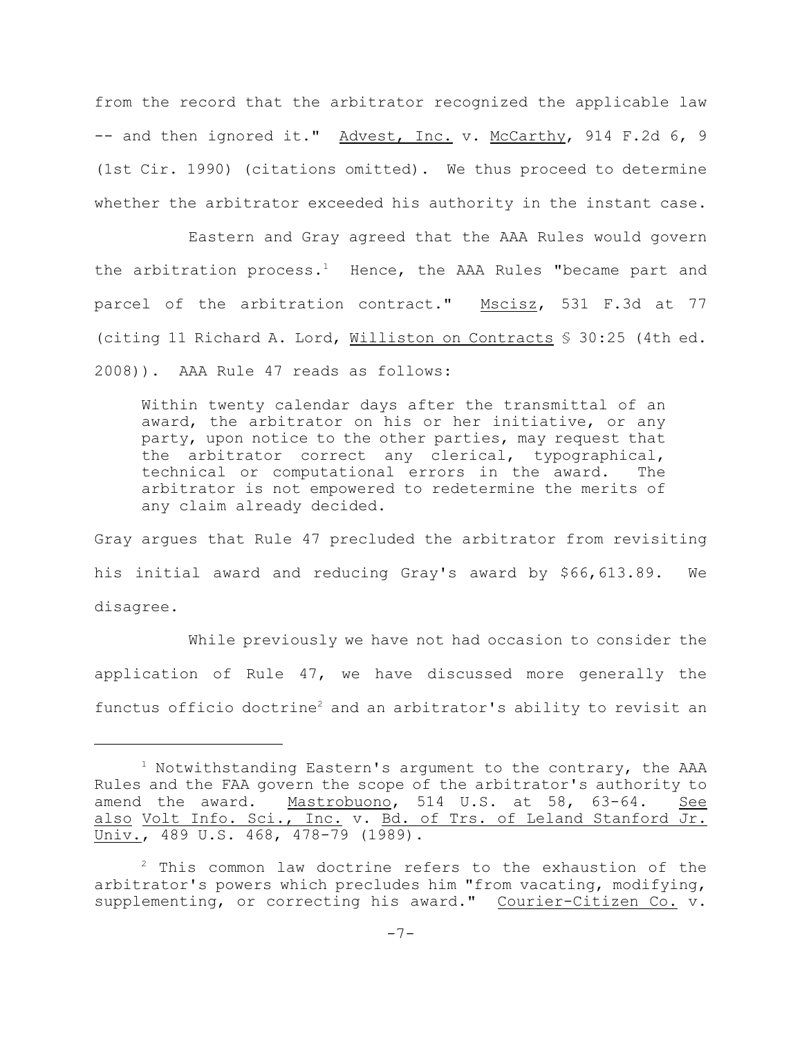from the record that the arbitrator recognized the applicable law -- and then ignored it." Advest, Inc. v. McCarthy, 914 F.2d 6, 9 (1st Cir. 1990) (citations omitted). We thus proceed to determine whether the arbitrator exceeded his authority in the instant case.

Eastern and Gray agreed that the AAA Rules would govern the arbitration process.[1] Hence, the AAA Rules "became part and parcel of the arbitration contract." Mscisz, 531 F.3d at 77 (citing 11 Richard A. Lord, Williston on Contracts § 30:25 (4th ed. 2008)). AAA Rule 47 reads as follows:

> Within twenty calendar days after the transmittal of an award, the arbitrator on his or her initiative, or any party, upon notice to the other parties, may request that the arbitrator correct any clerical, typographical, technical or computational errors in the award. The arbitrator is not empowered to redetermine the merits of any claim already decided.

Gray argues that Rule 47 precluded the arbitrator from revisiting his initial award and reducing Gray's award by $66,613.89. We disagree.

While previously we have not had occasion to consider the application of Rule 47, we have discussed more generally the functus officio doctrine[2] and an arbitrator's ability to revisit an

---

[1] Notwithstanding Eastern's argument to the contrary, the AAA Rules and the FAA govern the scope of the arbitrator's authority to amend the award. Mastrobuono, 514 U.S. at 58, 63-64. See also Volt Info. Sci., Inc. v. Bd. of Trs. of Leland Stanford Jr. Univ., 489 U.S. 468, 478-79 (1989).

[2] This common law doctrine refers to the exhaustion of the arbitrator's powers which precludes him "from vacating, modifying, supplementing, or correcting his award." Courier-Citizen Co. v.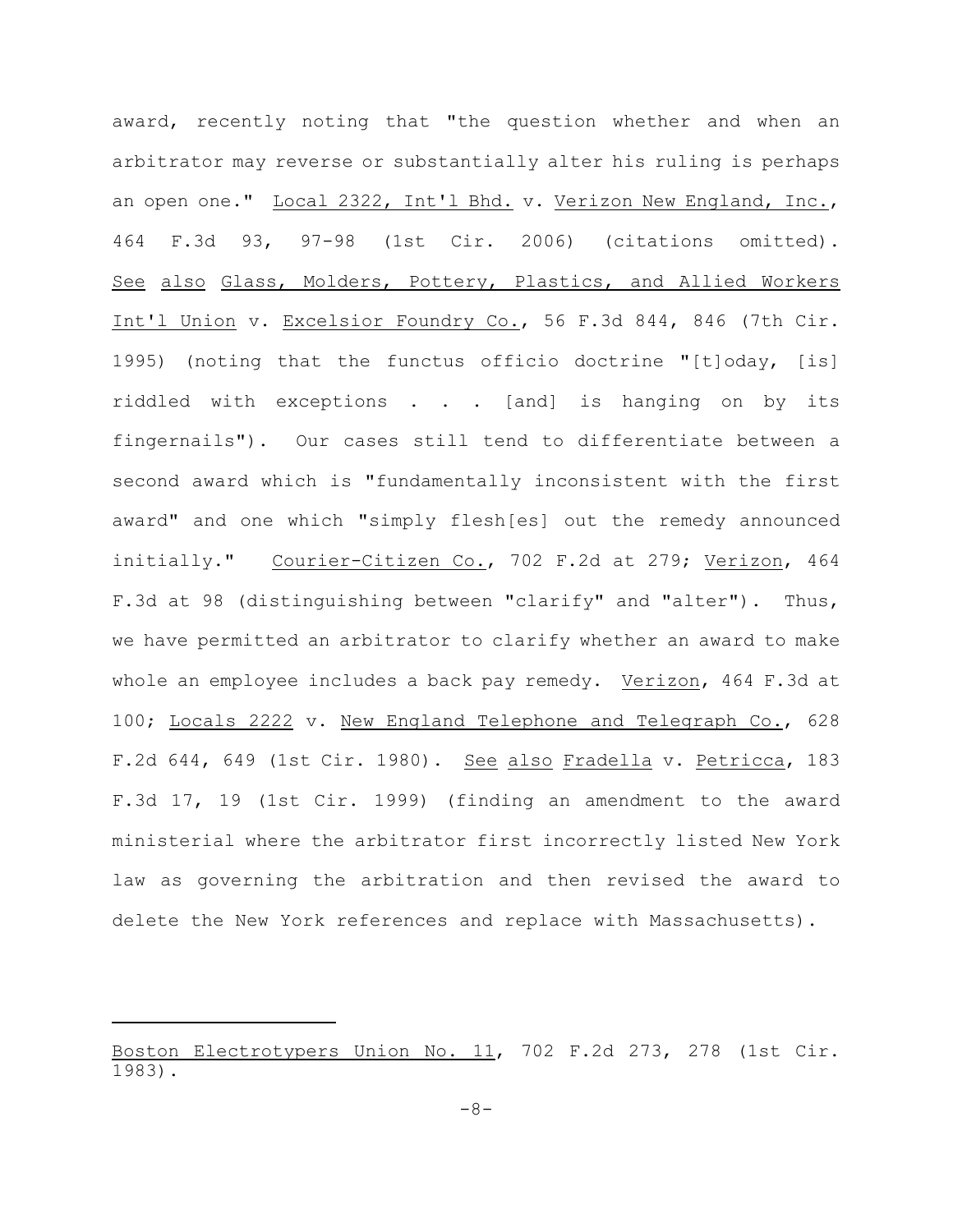award, recently noting that "the question whether and when an arbitrator may reverse or substantially alter his ruling is perhaps an open one." Local 2322, Int'l Bhd. v. Verizon New England, Inc., 464 F.3d 93, 97-98 (1st Cir. 2006) (citations omitted). See also Glass, Molders, Pottery, Plastics, and Allied Workers Int'l Union v. Excelsior Foundry Co., 56 F.3d 844, 846 (7th Cir. 1995) (noting that the functus officio doctrine "[t]oday, [is] riddled with exceptions . . . [and] is hanging on by its fingernails"). Our cases still tend to differentiate between a second award which is "fundamentally inconsistent with the first award" and one which "simply flesh[es] out the remedy announced initially." Courier-Citizen Co., 702 F.2d at 279; Verizon, 464 F.3d at 98 (distinguishing between "clarify" and "alter"). Thus, we have permitted an arbitrator to clarify whether an award to make whole an employee includes a back pay remedy. Verizon, 464 F.3d at 100; Locals 2222 v. New England Telephone and Telegraph Co., 628 F.2d 644, 649 (1st Cir. 1980). See also Fradella v. Petricca, 183 F.3d 17, 19 (1st Cir. 1999) (finding an amendment to the award ministerial where the arbitrator first incorrectly listed New York law as governing the arbitration and then revised the award to delete the New York references and replace with Massachusetts).

---

Boston Electrotypers Union No. 11, 702 F.2d 273, 278 (1st Cir. 1983).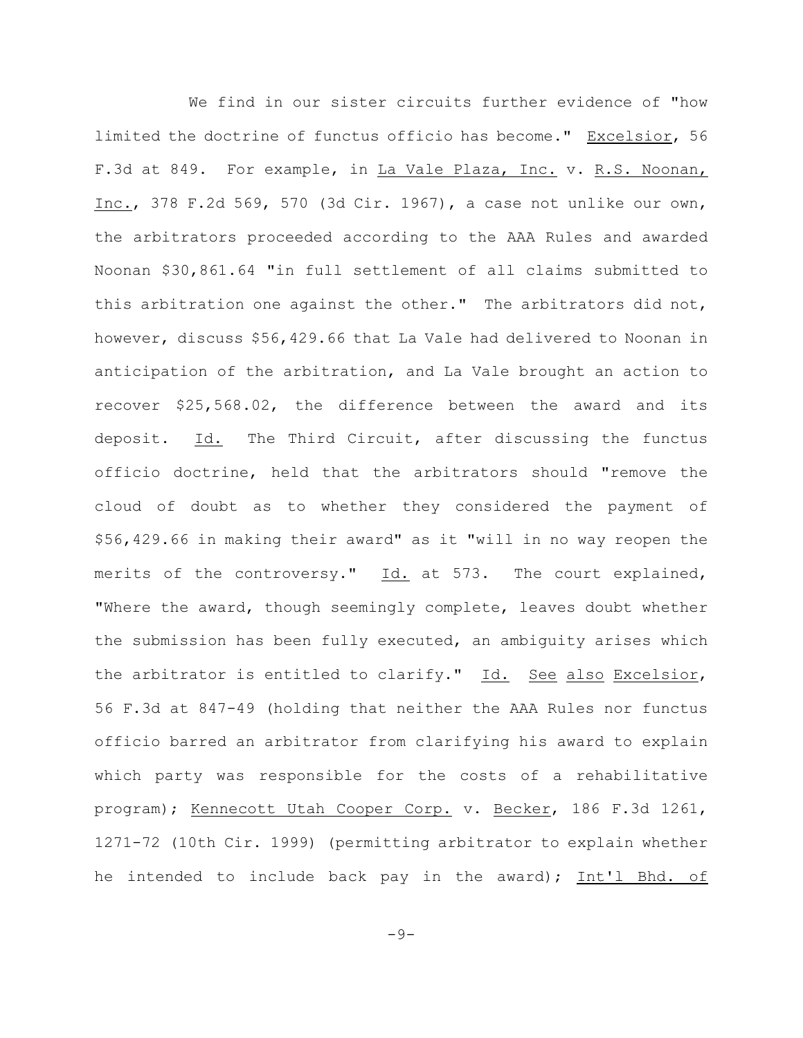We find in our sister circuits further evidence of "how limited the doctrine of functus officio has become." Excelsior, 56 F.3d at 849. For example, in La Vale Plaza, Inc. v. R.S. Noonan, Inc., 378 F.2d 569, 570 (3d Cir. 1967), a case not unlike our own, the arbitrators proceeded according to the AAA Rules and awarded Noonan $30,861.64 "in full settlement of all claims submitted to this arbitration one against the other." The arbitrators did not, however, discuss $56,429.66 that La Vale had delivered to Noonan in anticipation of the arbitration, and La Vale brought an action to recover $25,568.02, the difference between the award and its deposit. Id. The Third Circuit, after discussing the functus officio doctrine, held that the arbitrators should "remove the cloud of doubt as to whether they considered the payment of $56,429.66 in making their award" as it "will in no way reopen the merits of the controversy." Id. at 573. The court explained, "Where the award, though seemingly complete, leaves doubt whether the submission has been fully executed, an ambiguity arises which the arbitrator is entitled to clarify." Id. See also Excelsior, 56 F.3d at 847-49 (holding that neither the AAA Rules nor functus officio barred an arbitrator from clarifying his award to explain which party was responsible for the costs of a rehabilitative program); Kennecott Utah Cooper Corp. v. Becker, 186 F.3d 1261, 1271-72 (10th Cir. 1999) (permitting arbitrator to explain whether he intended to include back pay in the award); Int'l Bhd. of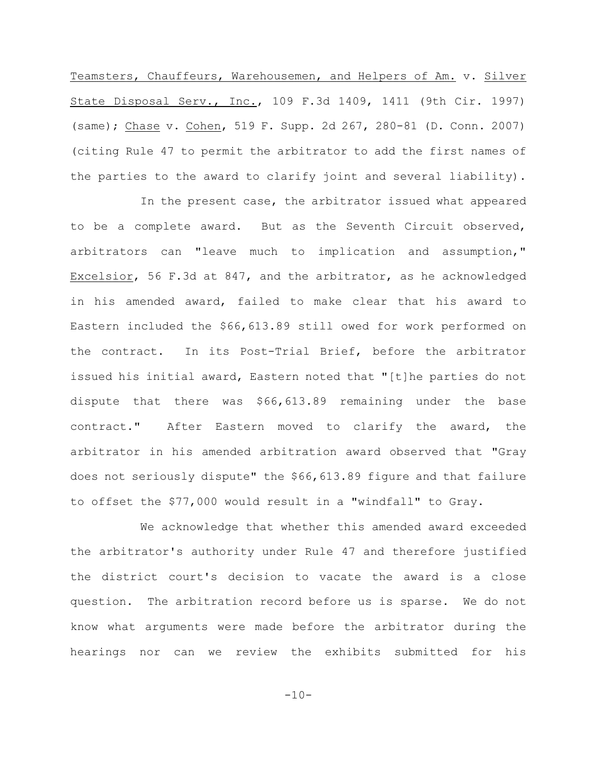Teamsters, Chauffeurs, Warehousemen, and Helpers of Am. v. Silver State Disposal Serv., Inc., 109 F.3d 1409, 1411 (9th Cir. 1997) (same); Chase v. Cohen, 519 F. Supp. 2d 267, 280-81 (D. Conn. 2007) (citing Rule 47 to permit the arbitrator to add the first names of the parties to the award to clarify joint and several liability).

In the present case, the arbitrator issued what appeared to be a complete award. But as the Seventh Circuit observed, arbitrators can "leave much to implication and assumption," Excelsior, 56 F.3d at 847, and the arbitrator, as he acknowledged in his amended award, failed to make clear that his award to Eastern included the $66,613.89 still owed for work performed on the contract. In its Post-Trial Brief, before the arbitrator issued his initial award, Eastern noted that "[t]he parties do not dispute that there was $66,613.89 remaining under the base contract." After Eastern moved to clarify the award, the arbitrator in his amended arbitration award observed that "Gray does not seriously dispute" the $66,613.89 figure and that failure to offset the $77,000 would result in a "windfall" to Gray.

We acknowledge that whether this amended award exceeded the arbitrator's authority under Rule 47 and therefore justified the district court's decision to vacate the award is a close question. The arbitration record before us is sparse. We do not know what arguments were made before the arbitrator during the hearings nor can we review the exhibits submitted for his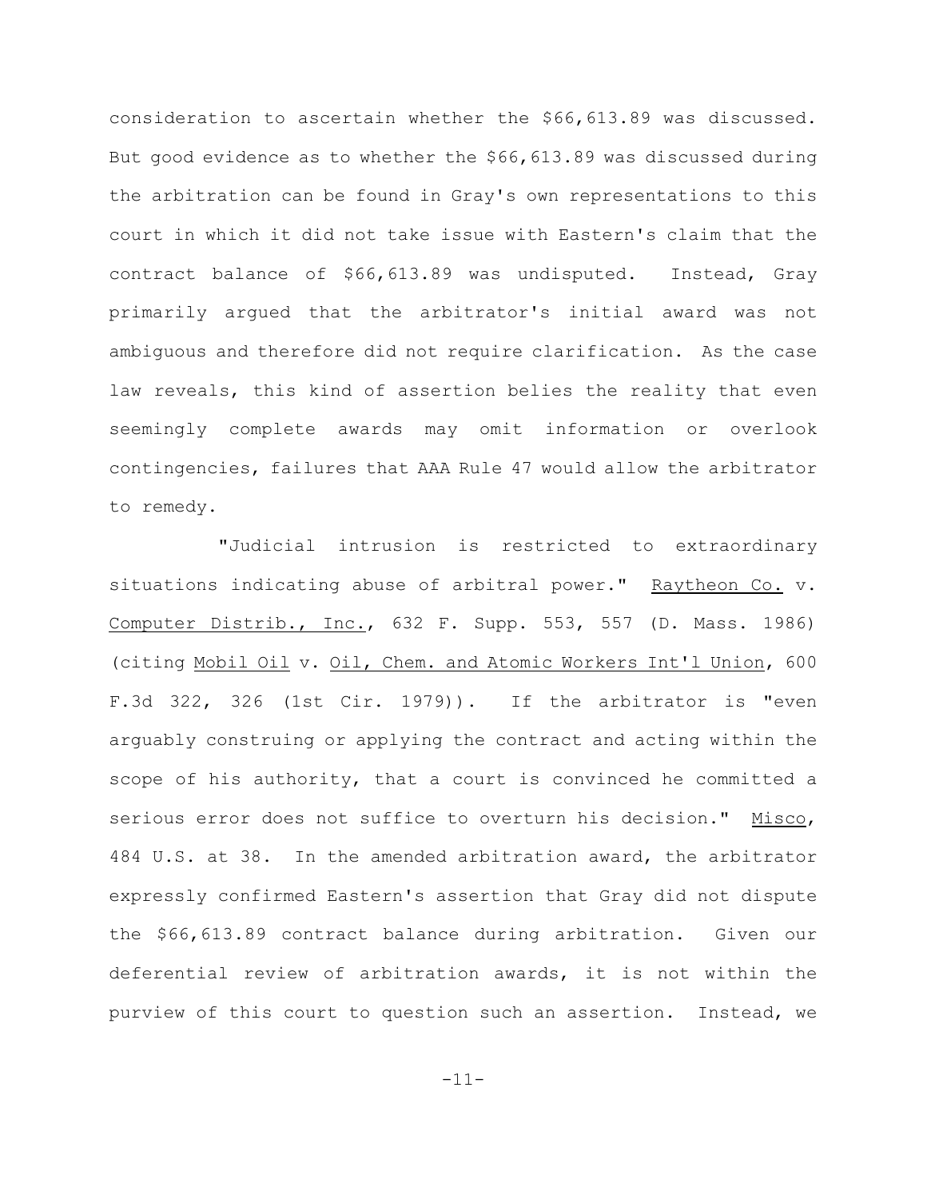consideration to ascertain whether the $66,613.89 was discussed. But good evidence as to whether the $66,613.89 was discussed during the arbitration can be found in Gray's own representations to this court in which it did not take issue with Eastern's claim that the contract balance of $66,613.89 was undisputed. Instead, Gray primarily argued that the arbitrator's initial award was not ambiguous and therefore did not require clarification. As the case law reveals, this kind of assertion belies the reality that even seemingly complete awards may omit information or overlook contingencies, failures that AAA Rule 47 would allow the arbitrator to remedy.

"Judicial intrusion is restricted to extraordinary situations indicating abuse of arbitral power." Raytheon Co. v. Computer Distrib., Inc., 632 F. Supp. 553, 557 (D. Mass. 1986) (citing Mobil Oil v. Oil, Chem. and Atomic Workers Int'l Union, 600 F.3d 322, 326 (1st Cir. 1979)). If the arbitrator is "even arguably construing or applying the contract and acting within the scope of his authority, that a court is convinced he committed a serious error does not suffice to overturn his decision." Misco, 484 U.S. at 38. In the amended arbitration award, the arbitrator expressly confirmed Eastern's assertion that Gray did not dispute the $66,613.89 contract balance during arbitration. Given our deferential review of arbitration awards, it is not within the purview of this court to question such an assertion. Instead, we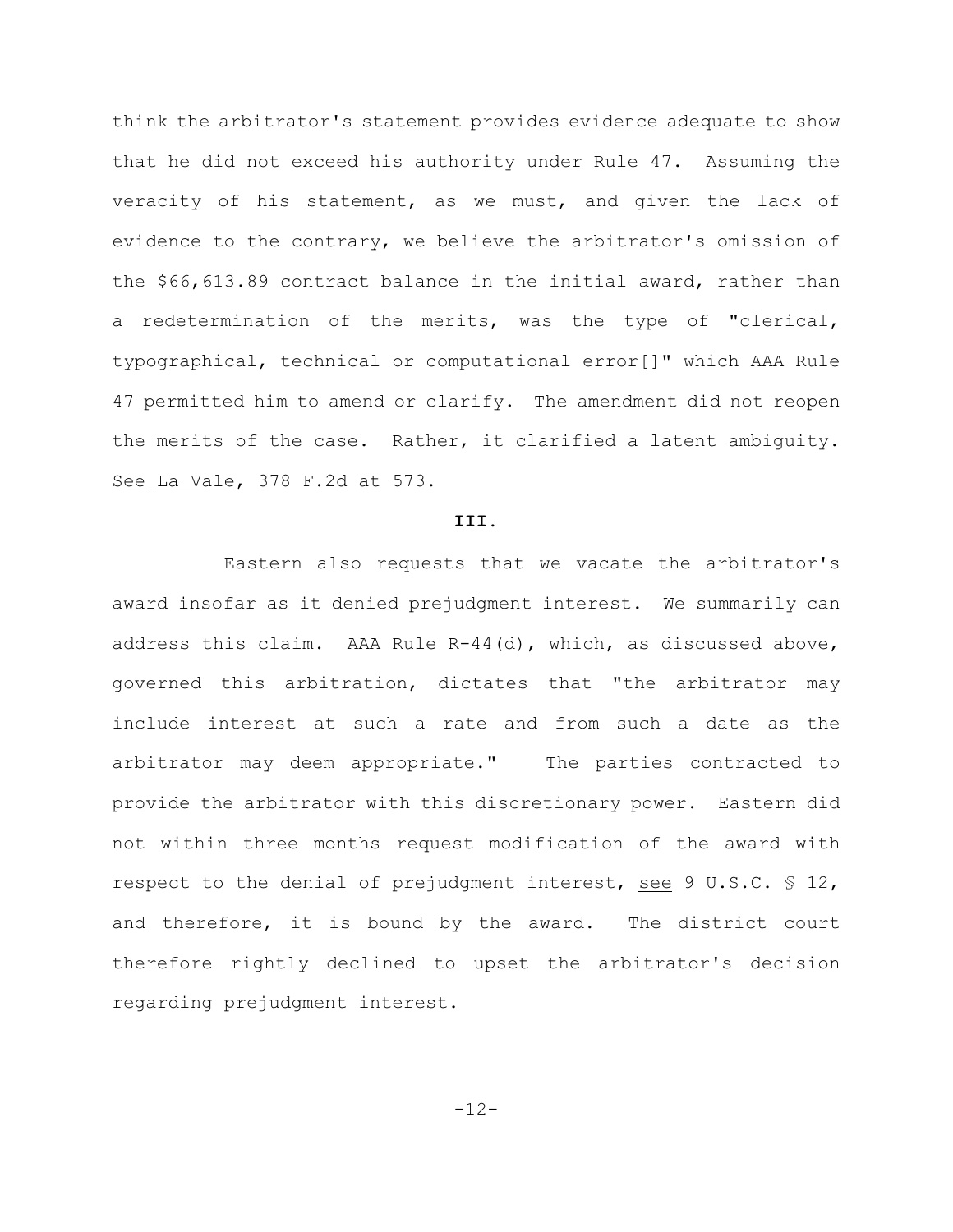think the arbitrator's statement provides evidence adequate to show that he did not exceed his authority under Rule 47. Assuming the veracity of his statement, as we must, and given the lack of evidence to the contrary, we believe the arbitrator's omission of the $66,613.89 contract balance in the initial award, rather than a redetermination of the merits, was the type of "clerical, typographical, technical or computational error[]" which AAA Rule 47 permitted him to amend or clarify. The amendment did not reopen the merits of the case. Rather, it clarified a latent ambiguity. See La Vale, 378 F.2d at 573.

**III.**

Eastern also requests that we vacate the arbitrator's award insofar as it denied prejudgment interest. We summarily can address this claim. AAA Rule R-44(d), which, as discussed above, governed this arbitration, dictates that "the arbitrator may include interest at such a rate and from such a date as the arbitrator may deem appropriate." The parties contracted to provide the arbitrator with this discretionary power. Eastern did not within three months request modification of the award with respect to the denial of prejudgment interest, see 9 U.S.C. § 12, and therefore, it is bound by the award. The district court therefore rightly declined to upset the arbitrator's decision regarding prejudgment interest.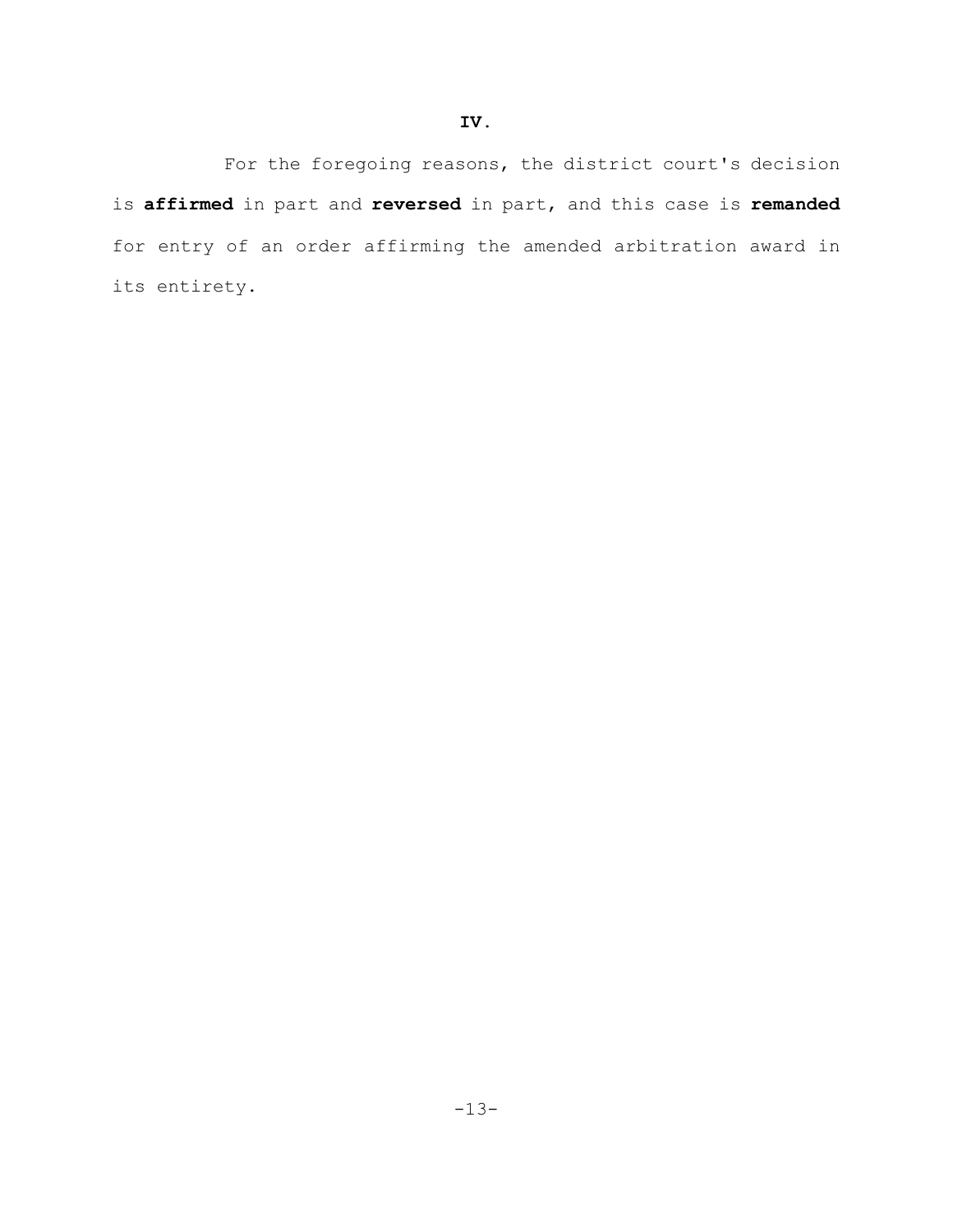## IV.

For the foregoing reasons, the district court's decision is **affirmed** in part and **reversed** in part, and this case is **remanded** for entry of an order affirming the amended arbitration award in its entirety.